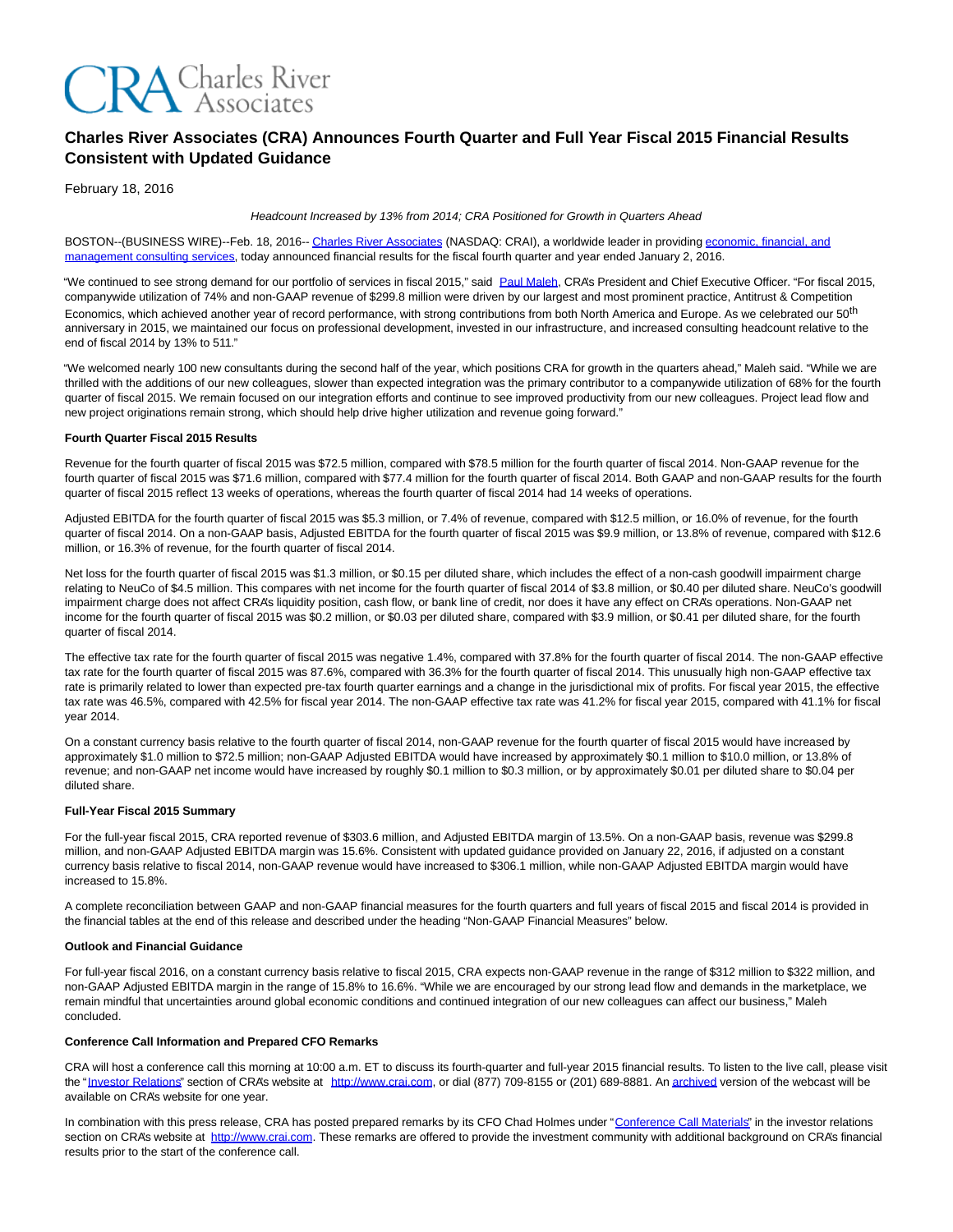# Charles River Associates (CRA) Announces Fourth Quarter and Full Year Fiscal 2015 Financial Results Consistent with Updated Guidance

February 18, 2016

*Headcount Increased by 13% from 2014; CRA Positioned for Growth in Quarters Ahead*

BOSTON--(BUSINESS WIRE)--Feb. 18, 2016-- Charles River Associates (NASDAQ: CRAI), a worldwide leader in providing economic, financial, and management consulting services, today announced financial results for the fiscal fourth quarter and year ended January 2, 2016.

"We continued to see strong demand for our portfolio of services in fiscal 2015," said Paul Maleh, CRA's President and Chief Executive Officer. "For fiscal 2015, companywide utilization of 74% and non-GAAP revenue of $299.8 million were driven by our largest and most prominent practice, Antitrust & Competition Economics, which achieved another year of record performance, with strong contributions from both North America and Europe. As we celebrated our 50th anniversary in 2015, we maintained our focus on professional development, invested in our infrastructure, and increased consulting headcount relative to the end of fiscal 2014 by 13% to 511."

"We welcomed nearly 100 new consultants during the second half of the year, which positions CRA for growth in the quarters ahead," Maleh said. "While we are thrilled with the additions of our new colleagues, slower than expected integration was the primary contributor to a companywide utilization of 68% for the fourth quarter of fiscal 2015. We remain focused on our integration efforts and continue to see improved productivity from our new colleagues. Project lead flow and new project originations remain strong, which should help drive higher utilization and revenue going forward."

**Fourth Quarter Fiscal 2015 Results**

Revenue for the fourth quarter of fiscal 2015 was $72.5 million, compared with $78.5 million for the fourth quarter of fiscal 2014. Non-GAAP revenue for the fourth quarter of fiscal 2015 was $71.6 million, compared with $77.4 million for the fourth quarter of fiscal 2014. Both GAAP and non-GAAP results for the fourth quarter of fiscal 2015 reflect 13 weeks of operations, whereas the fourth quarter of fiscal 2014 had 14 weeks of operations.

Adjusted EBITDA for the fourth quarter of fiscal 2015 was $5.3 million, or 7.4% of revenue, compared with $12.5 million, or 16.0% of revenue, for the fourth quarter of fiscal 2014. On a non-GAAP basis, Adjusted EBITDA for the fourth quarter of fiscal 2015 was $9.9 million, or 13.8% of revenue, compared with $12.6 million, or 16.3% of revenue, for the fourth quarter of fiscal 2014.

Net loss for the fourth quarter of fiscal 2015 was $1.3 million, or $0.15 per diluted share, which includes the effect of a non-cash goodwill impairment charge relating to NeuCo of $4.5 million. This compares with net income for the fourth quarter of fiscal 2014 of $3.8 million, or $0.40 per diluted share. NeuCo's goodwill impairment charge does not affect CRA's liquidity position, cash flow, or bank line of credit, nor does it have any effect on CRA's operations. Non-GAAP net income for the fourth quarter of fiscal 2015 was $0.2 million, or $0.03 per diluted share, compared with $3.9 million, or $0.41 per diluted share, for the fourth quarter of fiscal 2014.

The effective tax rate for the fourth quarter of fiscal 2015 was negative 1.4%, compared with 37.8% for the fourth quarter of fiscal 2014. The non-GAAP effective tax rate for the fourth quarter of fiscal 2015 was 87.6%, compared with 36.3% for the fourth quarter of fiscal 2014. This unusually high non-GAAP effective tax rate is primarily related to lower than expected pre-tax fourth quarter earnings and a change in the jurisdictional mix of profits. For fiscal year 2015, the effective tax rate was 46.5%, compared with 42.5% for fiscal year 2014. The non-GAAP effective tax rate was 41.2% for fiscal year 2015, compared with 41.1% for fiscal year 2014.

On a constant currency basis relative to the fourth quarter of fiscal 2014, non-GAAP revenue for the fourth quarter of fiscal 2015 would have increased by approximately $1.0 million to $72.5 million; non-GAAP Adjusted EBITDA would have increased by approximately $0.1 million to $10.0 million, or 13.8% of revenue; and non-GAAP net income would have increased by roughly $0.1 million to $0.3 million, or by approximately $0.01 per diluted share to $0.04 per diluted share.

**Full-Year Fiscal 2015 Summary**

For the full-year fiscal 2015, CRA reported revenue of $303.6 million, and Adjusted EBITDA margin of 13.5%. On a non-GAAP basis, revenue was $299.8 million, and non-GAAP Adjusted EBITDA margin was 15.6%. Consistent with updated guidance provided on January 22, 2016, if adjusted on a constant currency basis relative to fiscal 2014, non-GAAP revenue would have increased to $306.1 million, while non-GAAP Adjusted EBITDA margin would have increased to 15.8%.

A complete reconciliation between GAAP and non-GAAP financial measures for the fourth quarters and full years of fiscal 2015 and fiscal 2014 is provided in the financial tables at the end of this release and described under the heading "Non-GAAP Financial Measures" below.

**Outlook and Financial Guidance**

For full-year fiscal 2016, on a constant currency basis relative to fiscal 2015, CRA expects non-GAAP revenue in the range of $312 million to $322 million, and non-GAAP Adjusted EBITDA margin in the range of 15.8% to 16.6%. "While we are encouraged by our strong lead flow and demands in the marketplace, we remain mindful that uncertainties around global economic conditions and continued integration of our new colleagues can affect our business," Maleh concluded.

**Conference Call Information and Prepared CFO Remarks**

CRA will host a conference call this morning at 10:00 a.m. ET to discuss its fourth-quarter and full-year 2015 financial results. To listen to the live call, please visit the "Investor Relations" section of CRA's website at http://www.crai.com, or dial (877) 709-8155 or (201) 689-8881. An archived version of the webcast will be available on CRA's website for one year.

In combination with this press release, CRA has posted prepared remarks by its CFO Chad Holmes under "Conference Call Materials" in the investor relations section on CRA's website at http://www.crai.com. These remarks are offered to provide the investment community with additional background on CRA's financial results prior to the start of the conference call.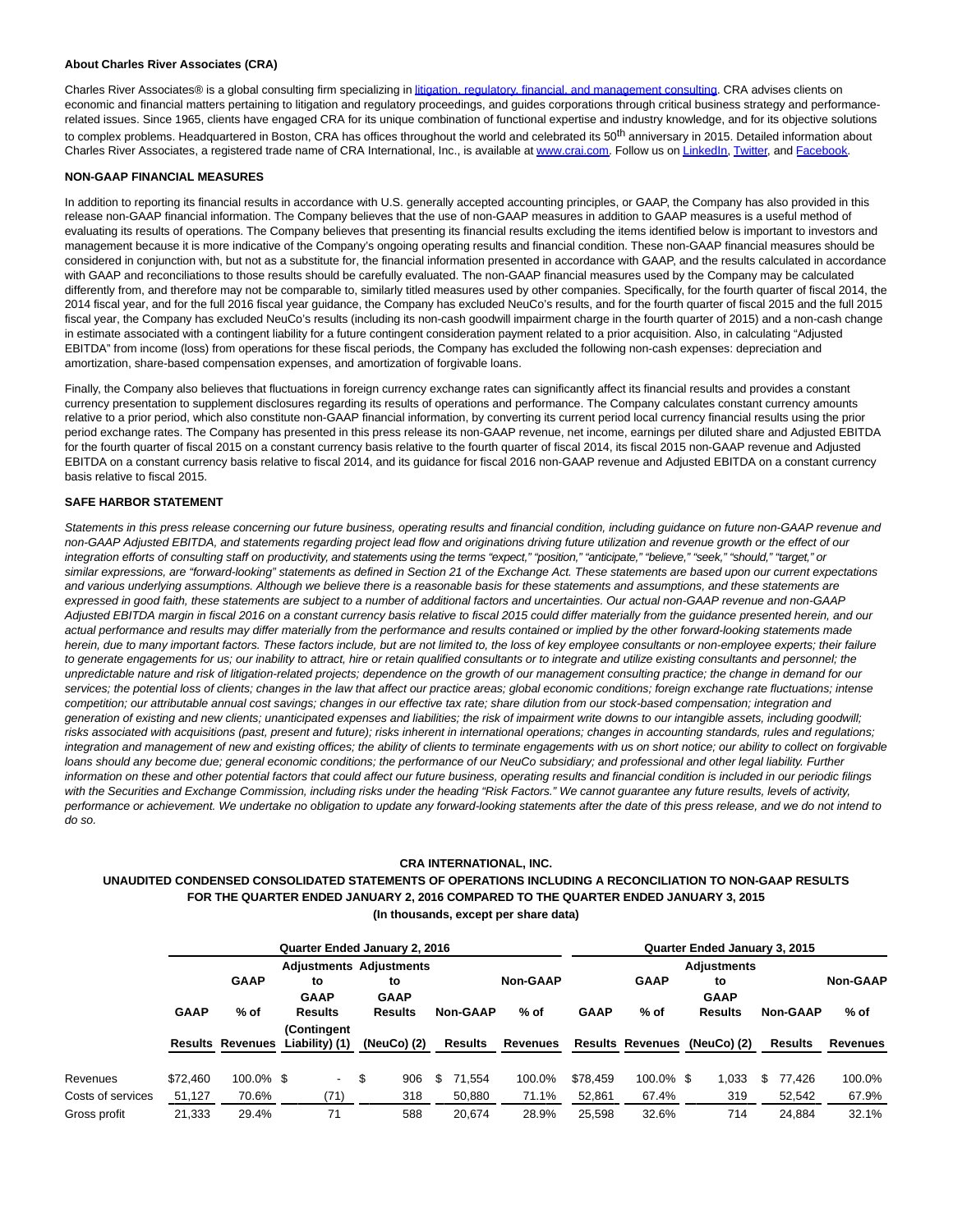**About Charles River Associates (CRA)**

Charles River Associates® is a global consulting firm specializing in litigation, regulatory, financial, and management consulting. CRA advises clients on economic and financial matters pertaining to litigation and regulatory proceedings, and guides corporations through critical business strategy and performance-related issues. Since 1965, clients have engaged CRA for its unique combination of functional expertise and industry knowledge, and for its objective solutions to complex problems. Headquartered in Boston, CRA has offices throughout the world and celebrated its 50th anniversary in 2015. Detailed information about Charles River Associates, a registered trade name of CRA International, Inc., is available at www.crai.com. Follow us on LinkedIn, Twitter, and Facebook.

**NON-GAAP FINANCIAL MEASURES**

In addition to reporting its financial results in accordance with U.S. generally accepted accounting principles, or GAAP, the Company has also provided in this release non-GAAP financial information. The Company believes that the use of non-GAAP measures in addition to GAAP measures is a useful method of evaluating its results of operations. The Company believes that presenting its financial results excluding the items identified below is important to investors and management because it is more indicative of the Company's ongoing operating results and financial condition. These non-GAAP financial measures should be considered in conjunction with, but not as a substitute for, the financial information presented in accordance with GAAP, and the results calculated in accordance with GAAP and reconciliations to those results should be carefully evaluated. The non-GAAP financial measures used by the Company may be calculated differently from, and therefore may not be comparable to, similarly titled measures used by other companies. Specifically, for the fourth quarter of fiscal 2014, the 2014 fiscal year, and for the full 2016 fiscal year guidance, the Company has excluded NeuCo's results, and for the fourth quarter of fiscal 2015 and the full 2015 fiscal year, the Company has excluded NeuCo's results (including its non-cash goodwill impairment charge in the fourth quarter of 2015) and a non-cash change in estimate associated with a contingent liability for a future contingent consideration payment related to a prior acquisition. Also, in calculating "Adjusted EBITDA" from income (loss) from operations for these fiscal periods, the Company has excluded the following non-cash expenses: depreciation and amortization, share-based compensation expenses, and amortization of forgivable loans.

Finally, the Company also believes that fluctuations in foreign currency exchange rates can significantly affect its financial results and provides a constant currency presentation to supplement disclosures regarding its results of operations and performance. The Company calculates constant currency amounts relative to a prior period, which also constitute non-GAAP financial information, by converting its current period local currency financial results using the prior period exchange rates. The Company has presented in this press release its non-GAAP revenue, net income, earnings per diluted share and Adjusted EBITDA for the fourth quarter of fiscal 2015 on a constant currency basis relative to the fourth quarter of fiscal 2014, its fiscal 2015 non-GAAP revenue and Adjusted EBITDA on a constant currency basis relative to fiscal 2014, and its guidance for fiscal 2016 non-GAAP revenue and Adjusted EBITDA on a constant currency basis relative to fiscal 2015.

**SAFE HARBOR STATEMENT**

*Statements in this press release concerning our future business, operating results and financial condition, including guidance on future non-GAAP revenue and non-GAAP Adjusted EBITDA, and statements regarding project lead flow and originations driving future utilization and revenue growth or the effect of our integration efforts of consulting staff on productivity, and statements using the terms "expect," "position," "anticipate," "believe," "seek," "should," "target," or similar expressions, are "forward-looking" statements as defined in Section 21 of the Exchange Act. These statements are based upon our current expectations and various underlying assumptions. Although we believe there is a reasonable basis for these statements and assumptions, and these statements are expressed in good faith, these statements are subject to a number of additional factors and uncertainties. Our actual non-GAAP revenue and non-GAAP Adjusted EBITDA margin in fiscal 2016 on a constant currency basis relative to fiscal 2015 could differ materially from the guidance presented herein, and our actual performance and results may differ materially from the performance and results contained or implied by the other forward-looking statements made herein, due to many important factors. These factors include, but are not limited to, the loss of key employee consultants or non-employee experts; their failure to generate engagements for us; our inability to attract, hire or retain qualified consultants or to integrate and utilize existing consultants and personnel; the unpredictable nature and risk of litigation-related projects; dependence on the growth of our management consulting practice; the change in demand for our services; the potential loss of clients; changes in the law that affect our practice areas; global economic conditions; foreign exchange rate fluctuations; intense competition; our attributable annual cost savings; changes in our effective tax rate; share dilution from our stock-based compensation; integration and generation of existing and new clients; unanticipated expenses and liabilities; the risk of impairment write downs to our intangible assets, including goodwill; risks associated with acquisitions (past, present and future); risks inherent in international operations; changes in accounting standards, rules and regulations; integration and management of new and existing offices; the ability of clients to terminate engagements with us on short notice; our ability to collect on forgivable loans should any become due; general economic conditions; the performance of our NeuCo subsidiary; and professional and other legal liability. Further information on these and other potential factors that could affect our future business, operating results and financial condition is included in our periodic filings with the Securities and Exchange Commission, including risks under the heading "Risk Factors." We cannot guarantee any future results, levels of activity, performance or achievement. We undertake no obligation to update any forward-looking statements after the date of this press release, and we do not intend to do so.*

**CRA INTERNATIONAL, INC.**

**UNAUDITED CONDENSED CONSOLIDATED STATEMENTS OF OPERATIONS INCLUDING A RECONCILIATION TO NON-GAAP RESULTS FOR THE QUARTER ENDED JANUARY 2, 2016 COMPARED TO THE QUARTER ENDED JANUARY 3, 2015**

**(In thousands, except per share data)**

| | Quarter Ended January 2, 2016 | | | | | | Quarter Ended January 3, 2015 | | | | |
|---|---|---|---|---|---|---|---|---|---|---|---|
| | GAAP Results | GAAP % of Revenues | Adjustments to GAAP Results (Contingent Liability) (1) | Adjustments to GAAP Results (NeuCo) (2) | Non-GAAP Results | Non-GAAP % of Revenues | GAAP Results | GAAP % of Revenues | Adjustments to GAAP Results (NeuCo) (2) | Non-GAAP Results | Non-GAAP % of Revenues |
| Revenues | $72,460 | 100.0% | $ - | $ 906 | $ 71,554 | 100.0% | $78,459 | 100.0% | $ 1,033 | $ 77,426 | 100.0% |
| Costs of services | 51,127 | 70.6% | (71) | 318 | 50,880 | 71.1% | 52,861 | 67.4% | 319 | 52,542 | 67.9% |
| Gross profit | 21,333 | 29.4% | 71 | 588 | 20,674 | 28.9% | 25,598 | 32.6% | 714 | 24,884 | 32.1% |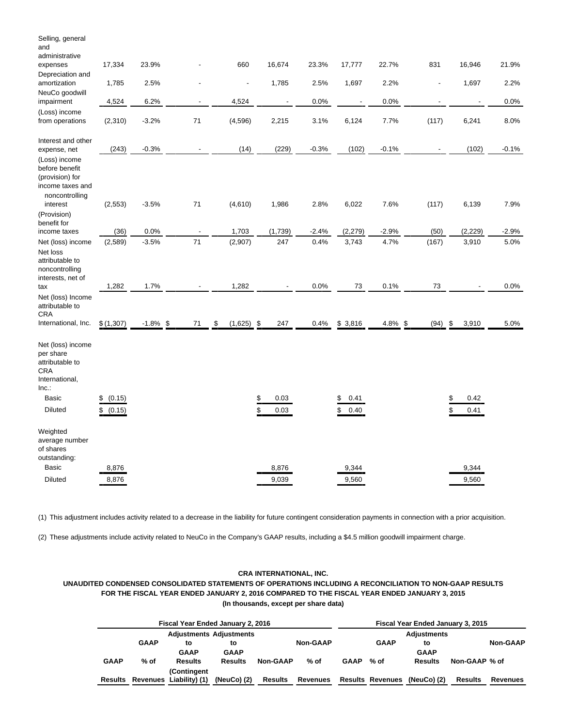| | | | | | | | | | | | |
|---|---|---|---|---|---|---|---|---|---|---|---|
| Selling, general and administrative expenses | 17,334 | 23.9% | - | 660 | 16,674 | 23.3% | 17,777 | 22.7% | 831 | 16,946 | 21.9% |
| Depreciation and amortization | 1,785 | 2.5% | - | - | 1,785 | 2.5% | 1,697 | 2.2% | - | 1,697 | 2.2% |
| NeuCo goodwill impairment | 4,524 | 6.2% | - | 4,524 | - | 0.0% | - | 0.0% | - | - | 0.0% |
| (Loss) income from operations | (2,310) | -3.2% | 71 | (4,596) | 2,215 | 3.1% | 6,124 | 7.7% | (117) | 6,241 | 8.0% |
| Interest and other expense, net | (243) | -0.3% | - | (14) | (229) | -0.3% | (102) | -0.1% | - | (102) | -0.1% |
| (Loss) income before benefit (provision) for income taxes and noncontrolling interest | (2,553) | -3.5% | 71 | (4,610) | 1,986 | 2.8% | 6,022 | 7.6% | (117) | 6,139 | 7.9% |
| (Provision) benefit for income taxes | (36) | 0.0% | - | 1,703 | (1,739) | -2.4% | (2,279) | -2.9% | (50) | (2,229) | -2.9% |
| Net (loss) income | (2,589) | -3.5% | 71 | (2,907) | 247 | 0.4% | 3,743 | 4.7% | (167) | 3,910 | 5.0% |
| Net loss attributable to noncontrolling interests, net of tax | 1,282 | 1.7% | - | 1,282 | - | 0.0% | 73 | 0.1% | 73 | - | 0.0% |
| Net (loss) Income attributable to CRA International, Inc. | $ (1,307) | -1.8% | $ 71 | $ (1,625) | $ 247 | 0.4% | $ 3,816 | 4.8% | $ (94) | $ 3,910 | 5.0% |
| Net (loss) income per share attributable to CRA International, Inc.: | | | | | | | | | | | |
| Basic | $ (0.15) | | | | $ 0.03 | | $ 0.41 | | | $ 0.42 | |
| Diluted | $ (0.15) | | | | $ 0.03 | | $ 0.40 | | | $ 0.41 | |
| Weighted average number of shares outstanding: | | | | | | | | | | | |
| Basic | 8,876 | | | | 8,876 | | 9,344 | | | 9,344 | |
| Diluted | 8,876 | | | | 9,039 | | 9,560 | | | 9,560 | |

(1) This adjustment includes activity related to a decrease in the liability for future contingent consideration payments in connection with a prior acquisition.

(2) These adjustments include activity related to NeuCo in the Company's GAAP results, including a $4.5 million goodwill impairment charge.

**CRA INTERNATIONAL, INC.**
**UNAUDITED CONDENSED CONSOLIDATED STATEMENTS OF OPERATIONS INCLUDING A RECONCILIATION TO NON-GAAP RESULTS**
**FOR THE FISCAL YEAR ENDED JANUARY 2, 2016 COMPARED TO THE FISCAL YEAR ENDED JANUARY 3, 2015**
**(In thousands, except per share data)**

| Fiscal Year Ended January 2, 2016 | | | | | | Fiscal Year Ended January 3, 2015 | | | | |
|---|---|---|---|---|---|---|---|---|---|---|
| GAAP Results | GAAP % of Revenues | Adjustments to GAAP Results (Contingent Liability) (1) | Adjustments to GAAP Results (NeuCo) (2) | Non-GAAP Results | Non-GAAP % of Revenues | GAAP Results | % of Revenues | Adjustments to GAAP Results (NeuCo) (2) | Non-GAAP Results | % of Revenues |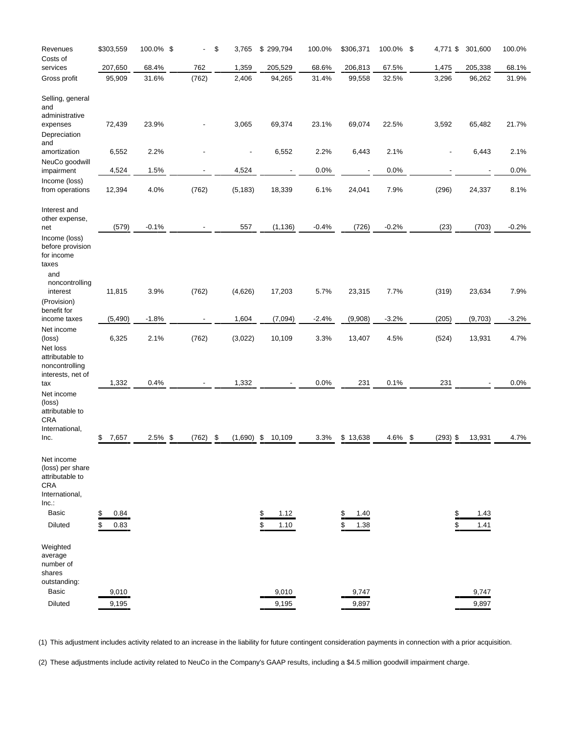| | | | | | | | | | | | |
|---|---|---|---|---|---|---|---|---|---|---|---|
| Revenues | $303,559 | 100.0% | $ - | $ 3,765 | $ 299,794 | 100.0% | $306,371 | 100.0% | $ 4,771 | $ 301,600 | 100.0% |
| Costs of services | 207,650 | 68.4% | 762 | 1,359 | 205,529 | 68.6% | 206,813 | 67.5% | 1,475 | 205,338 | 68.1% |
| Gross profit | 95,909 | 31.6% | (762) | 2,406 | 94,265 | 31.4% | 99,558 | 32.5% | 3,296 | 96,262 | 31.9% |
| Selling, general and administrative expenses | 72,439 | 23.9% | - | 3,065 | 69,374 | 23.1% | 69,074 | 22.5% | 3,592 | 65,482 | 21.7% |
| Depreciation and amortization | 6,552 | 2.2% | - | - | 6,552 | 2.2% | 6,443 | 2.1% | - | 6,443 | 2.1% |
| NeuCo goodwill impairment | 4,524 | 1.5% | - | 4,524 | - | 0.0% | - | 0.0% | - | - | 0.0% |
| Income (loss) from operations | 12,394 | 4.0% | (762) | (5,183) | 18,339 | 6.1% | 24,041 | 7.9% | (296) | 24,337 | 8.1% |
| Interest and other expense, net | (579) | -0.1% | - | 557 | (1,136) | -0.4% | (726) | -0.2% | (23) | (703) | -0.2% |
| Income (loss) before provision for income taxes and noncontrolling interest | 11,815 | 3.9% | (762) | (4,626) | 17,203 | 5.7% | 23,315 | 7.7% | (319) | 23,634 | 7.9% |
| (Provision) benefit for income taxes | (5,490) | -1.8% | - | 1,604 | (7,094) | -2.4% | (9,908) | -3.2% | (205) | (9,703) | -3.2% |
| Net income (loss) | 6,325 | 2.1% | (762) | (3,022) | 10,109 | 3.3% | 13,407 | 4.5% | (524) | 13,931 | 4.7% |
| Net loss attributable to noncontrolling interests, net of tax | 1,332 | 0.4% | - | 1,332 | - | 0.0% | 231 | 0.1% | 231 | - | 0.0% |
| Net income (loss) attributable to CRA International, Inc. | $ 7,657 | 2.5% | $ (762) | $ (1,690) | $ 10,109 | 3.3% | $ 13,638 | 4.6% | $ (293) | $ 13,931 | 4.7% |
| Net income (loss) per share attributable to CRA International, Inc.: | | | | | | | | | | | |
| Basic | $ 0.84 | | | | $ 1.12 | | $ 1.40 | | | $ 1.43 | |
| Diluted | $ 0.83 | | | | $ 1.10 | | $ 1.38 | | | $ 1.41 | |
| Weighted average number of shares outstanding: | | | | | | | | | | | |
| Basic | 9,010 | | | | 9,010 | | 9,747 | | | 9,747 | |
| Diluted | 9,195 | | | | 9,195 | | 9,897 | | | 9,897 | |

(1) This adjustment includes activity related to an increase in the liability for future contingent consideration payments in connection with a prior acquisition.

(2) These adjustments include activity related to NeuCo in the Company's GAAP results, including a $4.5 million goodwill impairment charge.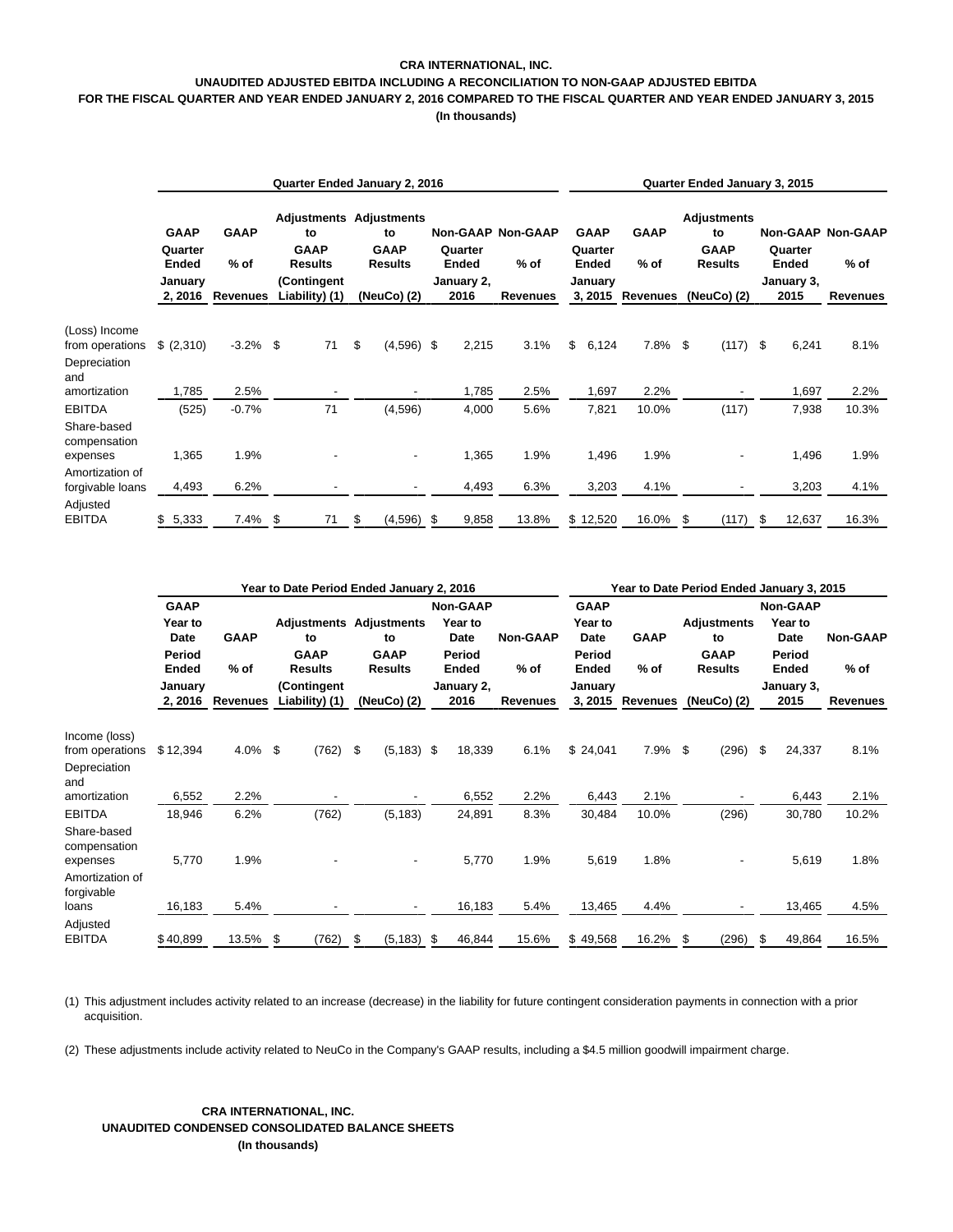**CRA INTERNATIONAL, INC.**

**UNAUDITED ADJUSTED EBITDA INCLUDING A RECONCILIATION TO NON-GAAP ADJUSTED EBITDA**

**FOR THE FISCAL QUARTER AND YEAR ENDED JANUARY 2, 2016 COMPARED TO THE FISCAL QUARTER AND YEAR ENDED JANUARY 3, 2015**

**(In thousands)**

| | Quarter Ended January 2, 2016 | | | | | | Quarter Ended January 3, 2015 | | | | |
|---|---|---|---|---|---|---|---|---|---|---|---|
| | GAAP Quarter Ended January 2, 2016 | GAAP % of Revenues | Adjustments to GAAP Results (Contingent Liability) (1) | Adjustments to GAAP Results (NeuCo) (2) | Non-GAAP Quarter Ended January 2, 2016 | Non-GAAP % of Revenues | GAAP Quarter Ended January 3, 2015 | GAAP % of Revenues | Adjustments to GAAP Results (NeuCo) (2) | Non-GAAP Quarter Ended January 3, 2015 | Non-GAAP % of Revenues |
| (Loss) Income from operations | $ (2,310) | -3.2% | $ 71 | $ (4,596) | $ 2,215 | 3.1% | $ 6,124 | 7.8% | $ (117) | $ 6,241 | 8.1% |
| Depreciation and amortization | 1,785 | 2.5% | - | - | 1,785 | 2.5% | 1,697 | 2.2% | - | 1,697 | 2.2% |
| EBITDA | (525) | -0.7% | 71 | (4,596) | 4,000 | 5.6% | 7,821 | 10.0% | (117) | 7,938 | 10.3% |
| Share-based compensation expenses | 1,365 | 1.9% | - | - | 1,365 | 1.9% | 1,496 | 1.9% | - | 1,496 | 1.9% |
| Amortization of forgivable loans | 4,493 | 6.2% | - | - | 4,493 | 6.3% | 3,203 | 4.1% | - | 3,203 | 4.1% |
| Adjusted EBITDA | $ 5,333 | 7.4% | $ 71 | $ (4,596) | $ 9,858 | 13.8% | $ 12,520 | 16.0% | $ (117) | $ 12,637 | 16.3% |

| | Year to Date Period Ended January 2, 2016 | | | | | | Year to Date Period Ended January 3, 2015 | | | | |
|---|---|---|---|---|---|---|---|---|---|---|---|
| | GAAP Year to Date Period Ended January 2, 2016 | GAAP % of Revenues | Adjustments to GAAP Results (Contingent Liability) (1) | Adjustments to GAAP Results (NeuCo) (2) | Non-GAAP Year to Date Period Ended January 2, 2016 | Non-GAAP % of Revenues | GAAP Year to Date Period Ended January 3, 2015 | GAAP % of Revenues | Adjustments to GAAP Results (NeuCo) (2) | Non-GAAP Year to Date Period Ended January 3, 2015 | Non-GAAP % of Revenues |
| Income (loss) from operations | $ 12,394 | 4.0% | $ (762) | $ (5,183) | $ 18,339 | 6.1% | $ 24,041 | 7.9% | $ (296) | $ 24,337 | 8.1% |
| Depreciation and amortization | 6,552 | 2.2% | - | - | 6,552 | 2.2% | 6,443 | 2.1% | - | 6,443 | 2.1% |
| EBITDA | 18,946 | 6.2% | (762) | (5,183) | 24,891 | 8.3% | 30,484 | 10.0% | (296) | 30,780 | 10.2% |
| Share-based compensation expenses | 5,770 | 1.9% | - | - | 5,770 | 1.9% | 5,619 | 1.8% | - | 5,619 | 1.8% |
| Amortization of forgivable loans | 16,183 | 5.4% | - | - | 16,183 | 5.4% | 13,465 | 4.4% | - | 13,465 | 4.5% |
| Adjusted EBITDA | $ 40,899 | 13.5% | $ (762) | $ (5,183) | $ 46,844 | 15.6% | $ 49,568 | 16.2% | $ (296) | $ 49,864 | 16.5% |

(1) This adjustment includes activity related to an increase (decrease) in the liability for future contingent consideration payments in connection with a prior acquisition.

(2) These adjustments include activity related to NeuCo in the Company's GAAP results, including a $4.5 million goodwill impairment charge.

**CRA INTERNATIONAL, INC.**
**UNAUDITED CONDENSED CONSOLIDATED BALANCE SHEETS**
**(In thousands)**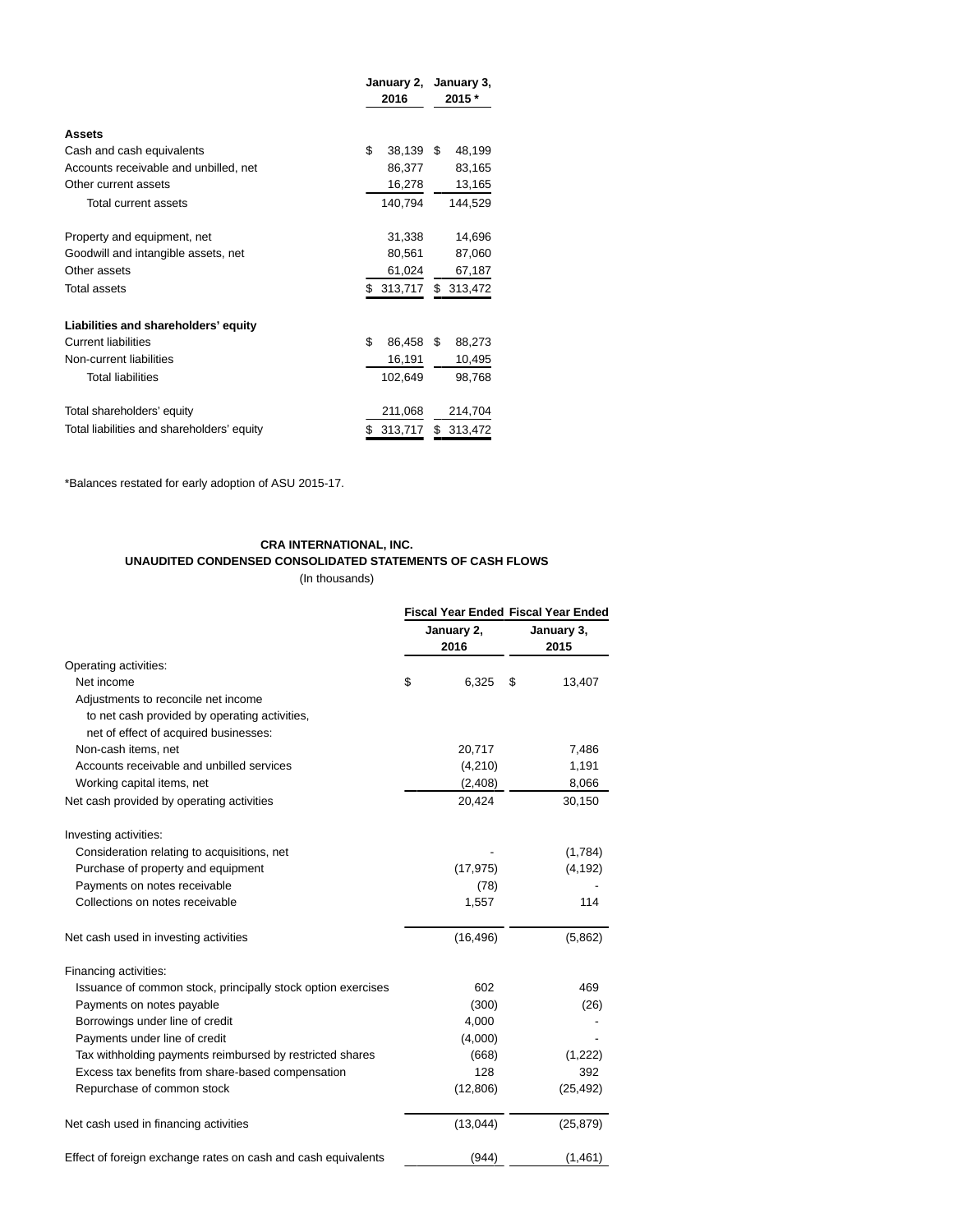| | January 2, 2016 | January 3, 2015 * |
|---|---|---|
| **Assets** | | |
| Cash and cash equivalents | $ 38,139 | $ 48,199 |
| Accounts receivable and unbilled, net | 86,377 | 83,165 |
| Other current assets | 16,278 | 13,165 |
| Total current assets | 140,794 | 144,529 |
| | | |
| Property and equipment, net | 31,338 | 14,696 |
| Goodwill and intangible assets, net | 80,561 | 87,060 |
| Other assets | 61,024 | 67,187 |
| Total assets | $ 313,717 | $ 313,472 |
| | | |
| **Liabilities and shareholders' equity** | | |
| Current liabilities | $ 86,458 | $ 88,273 |
| Non-current liabilities | 16,191 | 10,495 |
| Total liabilities | 102,649 | 98,768 |
| | | |
| Total shareholders' equity | 211,068 | 214,704 |
| Total liabilities and shareholders' equity | $ 313,717 | $ 313,472 |

*Balances restated for early adoption of ASU 2015-17.

**CRA INTERNATIONAL, INC.**
**UNAUDITED CONDENSED CONSOLIDATED STATEMENTS OF CASH FLOWS**
(In thousands)

| | Fiscal Year Ended January 2, 2016 | Fiscal Year Ended January 3, 2015 |
|---|---|---|
| Operating activities: | | |
| Net income | $ 6,325 | $ 13,407 |
| Adjustments to reconcile net income to net cash provided by operating activities, net of effect of acquired businesses: | | |
| Non-cash items, net | 20,717 | 7,486 |
| Accounts receivable and unbilled services | (4,210) | 1,191 |
| Working capital items, net | (2,408) | 8,066 |
| Net cash provided by operating activities | 20,424 | 30,150 |
| | | |
| Investing activities: | | |
| Consideration relating to acquisitions, net | - | (1,784) |
| Purchase of property and equipment | (17,975) | (4,192) |
| Payments on notes receivable | (78) | - |
| Collections on notes receivable | 1,557 | 114 |
| | | |
| Net cash used in investing activities | (16,496) | (5,862) |
| | | |
| Financing activities: | | |
| Issuance of common stock, principally stock option exercises | 602 | 469 |
| Payments on notes payable | (300) | (26) |
| Borrowings under line of credit | 4,000 | - |
| Payments under line of credit | (4,000) | - |
| Tax withholding payments reimbursed by restricted shares | (668) | (1,222) |
| Excess tax benefits from share-based compensation | 128 | 392 |
| Repurchase of common stock | (12,806) | (25,492) |
| | | |
| Net cash used in financing activities | (13,044) | (25,879) |
| | | |
| Effect of foreign exchange rates on cash and cash equivalents | (944) | (1,461) |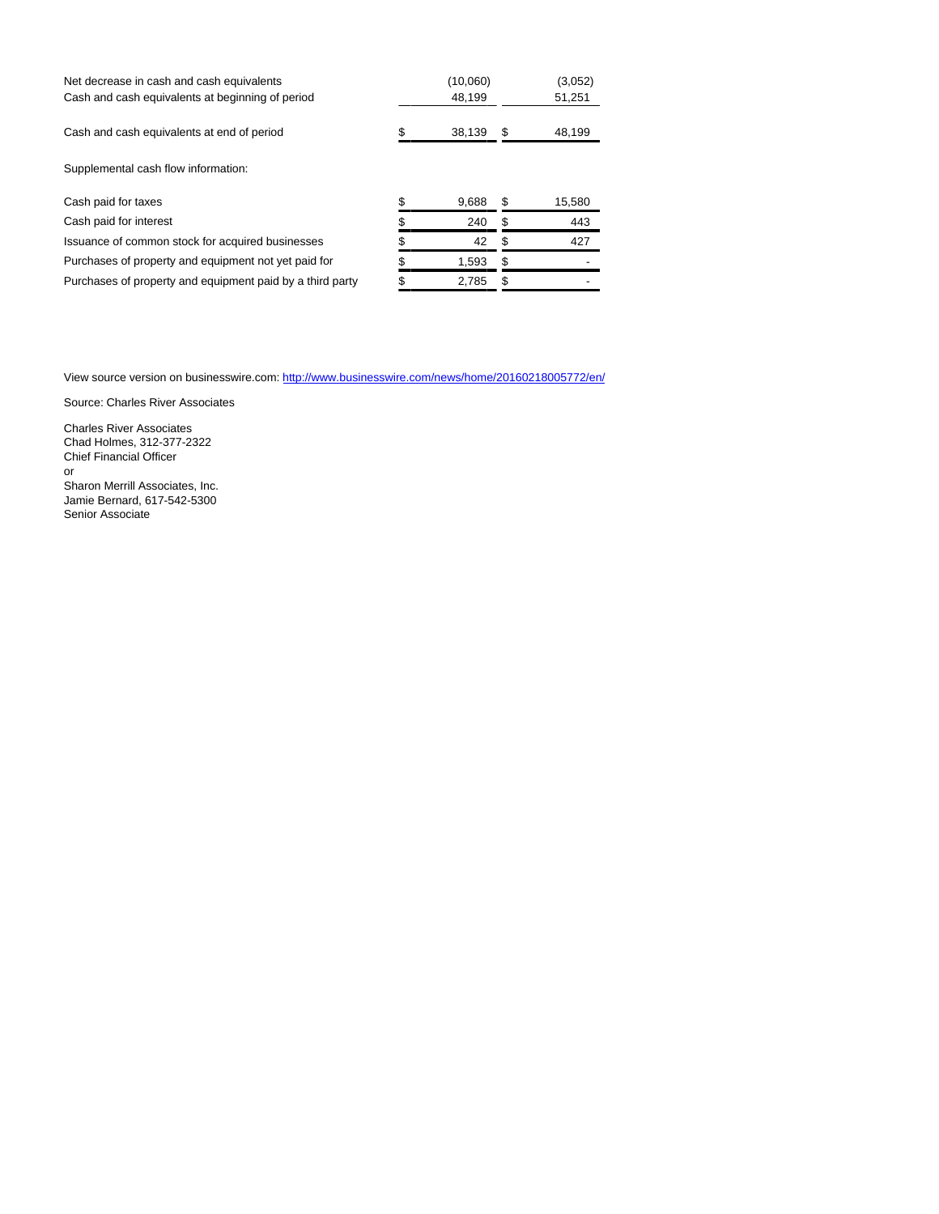| | | |
|---|---|---|
| Net decrease in cash and cash equivalents | (10,060) | (3,052) |
| Cash and cash equivalents at beginning of period | 48,199 | 51,251 |
| Cash and cash equivalents at end of period | $ 38,139 | $ 48,199 |
| Supplemental cash flow information: | | |
| Cash paid for taxes | $ 9,688 | $ 15,580 |
| Cash paid for interest | $ 240 | $ 443 |
| Issuance of common stock for acquired businesses | $ 42 | $ 427 |
| Purchases of property and equipment not yet paid for | $ 1,593 | $ - |
| Purchases of property and equipment paid by a third party | $ 2,785 | $ - |

View source version on businesswire.com: http://www.businesswire.com/news/home/20160218005772/en/

Source: Charles River Associates

Charles River Associates
Chad Holmes, 312-377-2322
Chief Financial Officer
or
Sharon Merrill Associates, Inc.
Jamie Bernard, 617-542-5300
Senior Associate